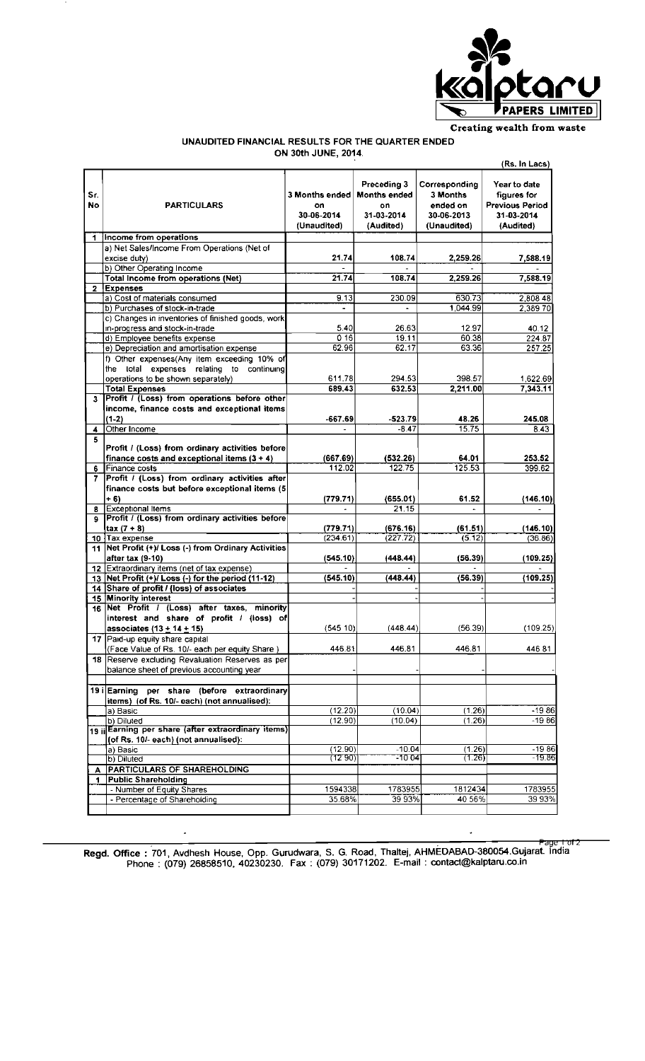**Kalptaru PAPERS LIMITED**

*Creating wealth from waste*

## UNAUDITED FINANCIAL RESULTS FOR THE QUARTER ENDED ON 30th JUNE, 2014.

(Rs. In Lacs)

| Sr. No | PARTICULARS | 3 Months ended on 30-06-2014 (Unaudited) | Preceding 3 Months ended on 31-03-2014 (Audited) | Corresponding 3 Months ended on 30-06-2013 (Unaudited) | Year to date figures for Previous Period 31-03-2014 (Audited) |
|---|---|---|---|---|---|
| 1 | Income from operations | | | | |
| | a) Net Sales/Income From Operations (Net of excise duty) | 21.74 | 108.74 | 2,259.26 | 7,588.19 |
| | b) Other Operating Income | - | - | - | - |
| | Total Income from operations (Net) | 21.74 | 108.74 | 2,259.26 | 7,588.19 |
| 2 | Expenses | | | | |
| | a) Cost of materials consumed | 9.13 | 230.09 | 630.73 | 2,808.48 |
| | b) Purchases of stock-in-trade | - | - | 1,044.99 | 2,389.70 |
| | c) Changes in inventories of finished goods, work in-progress and stock-in-trade | 5.40 | 26.63 | 12.97 | 40.12 |
| | d) Employee benefits expense | 0.16 | 19.11 | 60.38 | 224.87 |
| | e) Depreciation and amortisation expense | 62.96 | 62.17 | 63.36 | 257.25 |
| | f) Other expenses(Any item exceeding 10% of the total expenses relating to continuing operations to be shown separately) | 611.78 | 294.53 | 398.57 | 1,622.69 |
| | Total Expenses | 689.43 | 632.53 | 2,211.00 | 7,343.11 |
| 3 | Profit / (Loss) from operations before other income, finance costs and exceptional items (1-2) | -667.69 | -523.79 | 48.26 | 245.08 |
| 4 | Other Income | - | -8.47 | 15.75 | 8.43 |
| 5 | Profit / (Loss) from ordinary activities before finance costs and exceptional items (3 + 4) | (667.69) | (532.26) | 64.01 | 253.52 |
| 6 | Finance costs | 112.02 | 122.75 | 125.53 | 399.62 |
| 7 | Profit / (Loss) from ordinary activities after finance costs but before exceptional items (5 + 6) | (779.71) | (655.01) | 61.52 | (146.10) |
| 8 | Exceptional Items | - | 21.15 | - | - |
| 9 | Profit / (Loss) from ordinary activities before tax (7 + 8) | (779.71) | (676.16) | (61.51) | (146.10) |
| 10 | Tax expense | (234.61) | (227.72) | (5.12) | (36.86) |
| 11 | Net Profit (+)/ Loss (-) from Ordinary Activities after tax (9-10) | (545.10) | (448.44) | (56.39) | (109.25) |
| 12 | Extraordinary items (net of tax expense) | - | - | - | - |
| 13 | Net Profit (+)/ Loss (-) for the period (11-12) | (545.10) | (448.44) | (56.39) | (109.25) |
| 14 | Share of profit / (loss) of associates | - | - | - | - |
| 15 | Minority interest | - | - | - | - |
| 16 | Net Profit / (Loss) after taxes, minority interest and share of profit / (loss) of associates (13 + 14 + 15) | (545.10) | (448.44) | (56.39) | (109.25) |
| 17 | Paid-up equity share capital (Face Value of Rs. 10/- each per equity Share ) | 446.81 | 446.81 | 446.81 | 446.81 |
| 18 | Reserve excluding Revaluation Reserves as per balance sheet of previous accounting year | - | - | - | - |
| 19 i | Earning per share (before extraordinary items) (of Rs. 10/- each) (not annualised): | | | | |
| | a) Basic | (12.20) | (10.04) | (1.26) | -19.86 |
| | b) Diluted | (12.90) | (10.04) | (1.26) | -19.86 |
| 19 ii | Earning per share (after extraordinary items) (of Rs. 10/- each) (not annualised): | | | | |
| | a) Basic | (12.90) | -10.04 | (1.26) | -19.86 |
| | b) Diluted | (12.90) | -10.04 | (1.26) | -19.86 |
| A | PARTICULARS OF SHAREHOLDING | | | | |
| 1 | Public Shareholding | | | | |
| | - Number of Equity Shares | 1594338 | 1783955 | 1812434 | 1783955 |
| | - Percentage of Shareholding | 35.68% | 39.93% | 40.56% | 39.93% |

**Regd. Office :** 701, Avdhesh House, Opp. Gurudwara, S. G. Road, Thaltej, AHMEDABAD-380054.Gujarat. India
Phone : (079) 26858510, 40230230. Fax : (079) 30171202. E-mail : contact@kalptaru.co.in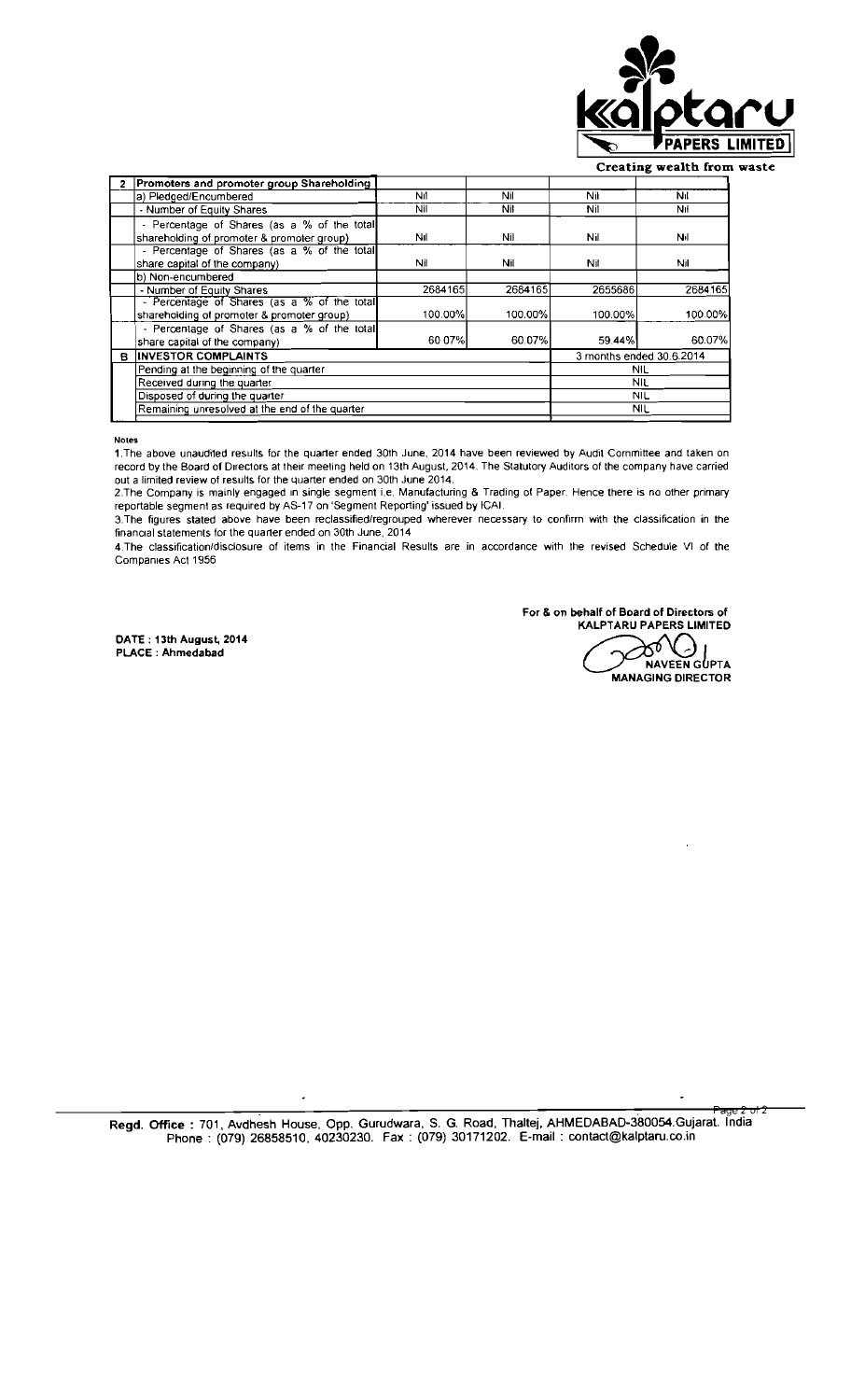Creating wealth from waste

| | | | | | |
|---|---|---|---|---|---|
| 2 | Promoters and promoter group Shareholding | | | | |
| | a) Pledged/Encumbered | Nil | Nil | Nil | Nil |
| | - Number of Equity Shares | Nil | Nil | Nil | Nil |
| | - Percentage of Shares (as a % of the total shareholding of promoter & promoter group) | Nil | Nil | Nil | Nil |
| | - Percentage of Shares (as a % of the total share capital of the company) | Nil | Nil | Nil | Nil |
| | b) Non-encumbered | | | | |
| | - Number of Equity Shares | 2684165 | 2684165 | 2655686 | 2684165 |
| | - Percentage of Shares (as a % of the total shareholding of promoter & promoter group) | 100.00% | 100.00% | 100.00% | 100.00% |
| | - Percentage of Shares (as a % of the total share capital of the company) | 60.07% | 60.07% | 59.44% | 60.07% |
| B | INVESTOR COMPLAINTS | | | 3 months ended 30.6.2014 | |
| | Pending at the beginning of the quarter | | | NIL | |
| | Received during the quarter | | | NIL | |
| | Disposed of during the quarter | | | NIL | |
| | Remaining unresolved at the end of the quarter | | | NIL | |

**Notes**

1. The above unaudited results for the quarter ended 30th June, 2014 have been reviewed by Audit Committee and taken on record by the Board of Directors at their meeting held on 13th August, 2014. The Statutory Auditors of the company have carried out a limited review of results for the quarter ended on 30th June 2014.

2. The Company is mainly engaged in single segment i.e. Manufacturing & Trading of Paper. Hence there is no other primary reportable segment as required by AS-17 on 'Segment Reporting' issued by ICAI.

3. The figures stated above have been reclassified/regrouped wherever necessary to confirm with the classification in the financial statements for the quarter ended on 30th June, 2014

4. The classification/disclosure of items in the Financial Results are in accordance with the revised Schedule VI of the Companies Act 1956

**For & on behalf of Board of Directors of**
**KALPTARU PAPERS LIMITED**

**DATE : 13th August, 2014**
**PLACE : Ahmedabad**

**NAVEEN GUPTA**
**MANAGING DIRECTOR**

**Regd. Office :** 701, Avdhesh House, Opp. Gurudwara, S. G. Road, Thaltej, AHMEDABAD-380054.Gujarat. India
Phone : (079) 26858510, 40230230. Fax : (079) 30171202. E-mail : contact@kalptaru.co.in